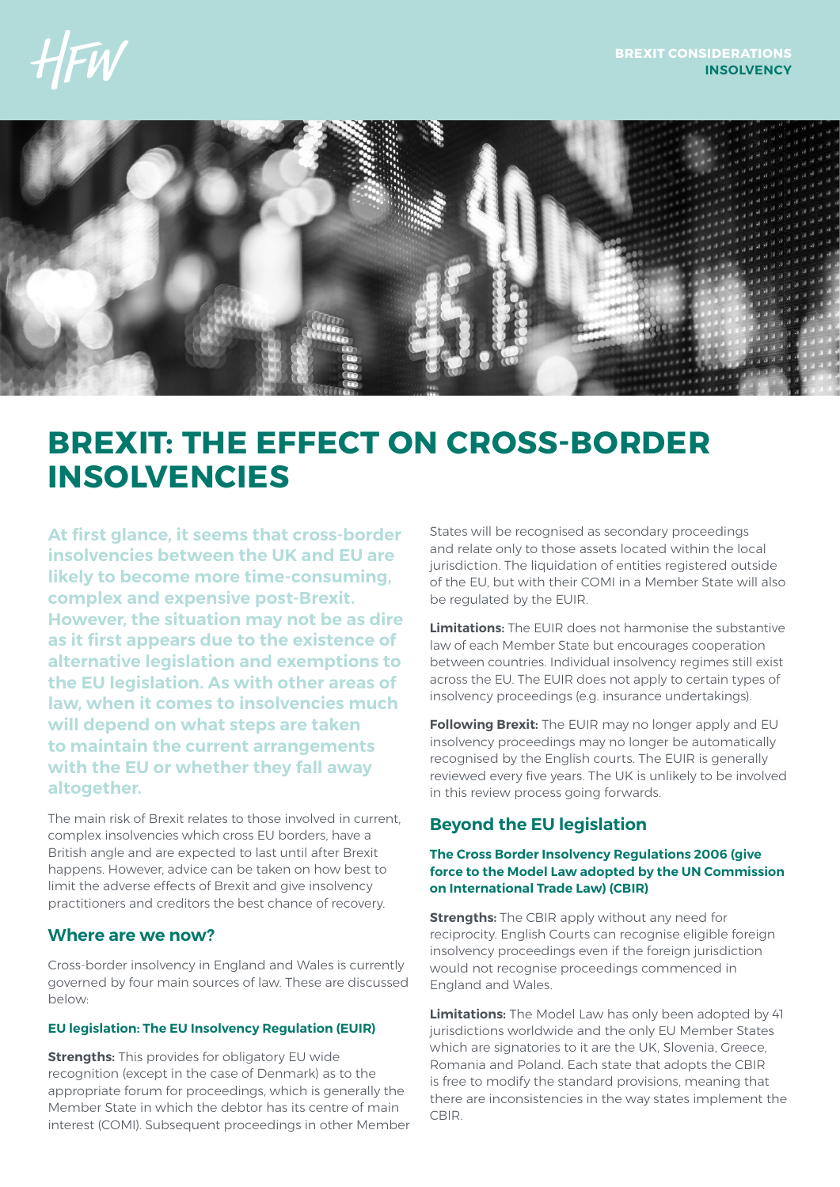# BREXIT: THE EFFECT ON CROSS-BORDER INSOLVENCIES

**At first glance, it seems that cross-border insolvencies between the UK and EU are likely to become more time-consuming, complex and expensive post-Brexit. However, the situation may not be as dire as it first appears due to the existence of alternative legislation and exemptions to the EU legislation. As with other areas of law, when it comes to insolvencies much will depend on what steps are taken to maintain the current arrangements with the EU or whether they fall away altogether.**

The main risk of Brexit relates to those involved in current, complex insolvencies which cross EU borders, have a British angle and are expected to last until after Brexit happens. However, advice can be taken on how best to limit the adverse effects of Brexit and give insolvency practitioners and creditors the best chance of recovery.

## Where are we now?

Cross-border insolvency in England and Wales is currently governed by four main sources of law. These are discussed below:

### EU legislation: The EU Insolvency Regulation (EUIR)

**Strengths:** This provides for obligatory EU wide recognition (except in the case of Denmark) as to the appropriate forum for proceedings, which is generally the Member State in which the debtor has its centre of main interest (COMI). Subsequent proceedings in other Member States will be recognised as secondary proceedings and relate only to those assets located within the local jurisdiction. The liquidation of entities registered outside of the EU, but with their COMI in a Member State will also be regulated by the EUIR.

**Limitations:** The EUIR does not harmonise the substantive law of each Member State but encourages cooperation between countries. Individual insolvency regimes still exist across the EU. The EUIR does not apply to certain types of insolvency proceedings (e.g. insurance undertakings).

**Following Brexit:** The EUIR may no longer apply and EU insolvency proceedings may no longer be automatically recognised by the English courts. The EUIR is generally reviewed every five years. The UK is unlikely to be involved in this review process going forwards.

## Beyond the EU legislation

### The Cross Border Insolvency Regulations 2006 (give force to the Model Law adopted by the UN Commission on International Trade Law) (CBIR)

**Strengths:** The CBIR apply without any need for reciprocity. English Courts can recognise eligible foreign insolvency proceedings even if the foreign jurisdiction would not recognise proceedings commenced in England and Wales.

**Limitations:** The Model Law has only been adopted by 41 jurisdictions worldwide and the only EU Member States which are signatories to it are the UK, Slovenia, Greece, Romania and Poland. Each state that adopts the CBIR is free to modify the standard provisions, meaning that there are inconsistencies in the way states implement the CBIR.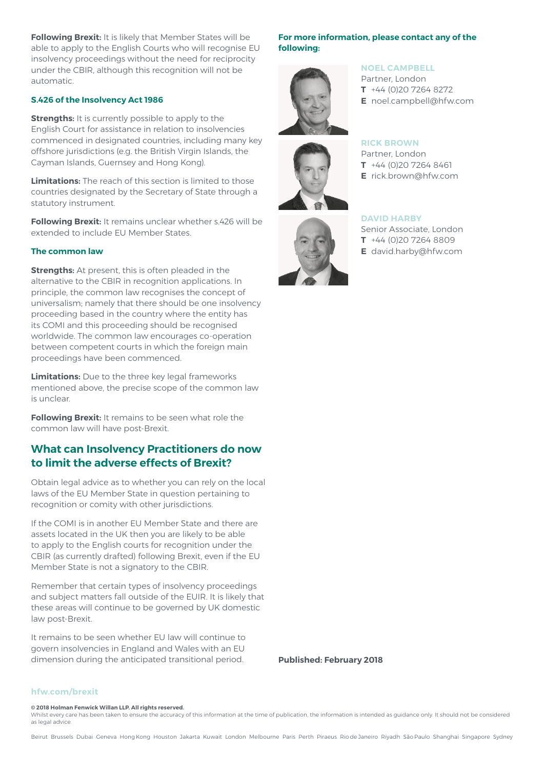**Following Brexit:** It is likely that Member States will be able to apply to the English Courts who will recognise EU insolvency proceedings without the need for reciprocity under the CBIR, although this recognition will not be automatic.

#### S.426 of the Insolvency Act 1986

**Strengths:** It is currently possible to apply to the English Court for assistance in relation to insolvencies commenced in designated countries, including many key offshore jurisdictions (e.g. the British Virgin Islands, the Cayman Islands, Guernsey and Hong Kong).

**Limitations:** The reach of this section is limited to those countries designated by the Secretary of State through a statutory instrument.

**Following Brexit:** It remains unclear whether s.426 will be extended to include EU Member States.

#### The common law

**Strengths:** At present, this is often pleaded in the alternative to the CBIR in recognition applications. In principle, the common law recognises the concept of universalism; namely that there should be one insolvency proceeding based in the country where the entity has its COMI and this proceeding should be recognised worldwide. The common law encourages co-operation between competent courts in which the foreign main proceedings have been commenced.

**Limitations:** Due to the three key legal frameworks mentioned above, the precise scope of the common law is unclear.

**Following Brexit:** It remains to be seen what role the common law will have post-Brexit.

## What can Insolvency Practitioners do now to limit the adverse effects of Brexit?

Obtain legal advice as to whether you can rely on the local laws of the EU Member State in question pertaining to recognition or comity with other jurisdictions.

If the COMI is in another EU Member State and there are assets located in the UK then you are likely to be able to apply to the English courts for recognition under the CBIR (as currently drafted) following Brexit, even if the EU Member State is not a signatory to the CBIR.

Remember that certain types of insolvency proceedings and subject matters fall outside of the EUIR. It is likely that these areas will continue to be governed by UK domestic law post-Brexit.

It remains to be seen whether EU law will continue to govern insolvencies in England and Wales with an EU dimension during the anticipated transitional period.

**For more information, please contact any of the following:**

**NOEL CAMPBELL**
Partner, London
**T** +44 (0)20 7264 8272
**E** noel.campbell@hfw.com

**RICK BROWN**
Partner, London
**T** +44 (0)20 7264 8461
**E** rick.brown@hfw.com

**DAVID HARBY**
Senior Associate, London
**T** +44 (0)20 7264 8809
**E** david.harby@hfw.com

**Published: February 2018**

hfw.com/brexit

**© 2018 Holman Fenwick Willan LLP. All rights reserved.**
Whilst every care has been taken to ensure the accuracy of this information at the time of publication, the information is intended as guidance only. It should not be considered as legal advice.

Beirut Brussels Dubai Geneva Hong Kong Houston Jakarta Kuwait London Melbourne Paris Perth Piraeus Rio de Janeiro Riyadh São Paulo Shanghai Singapore Sydney